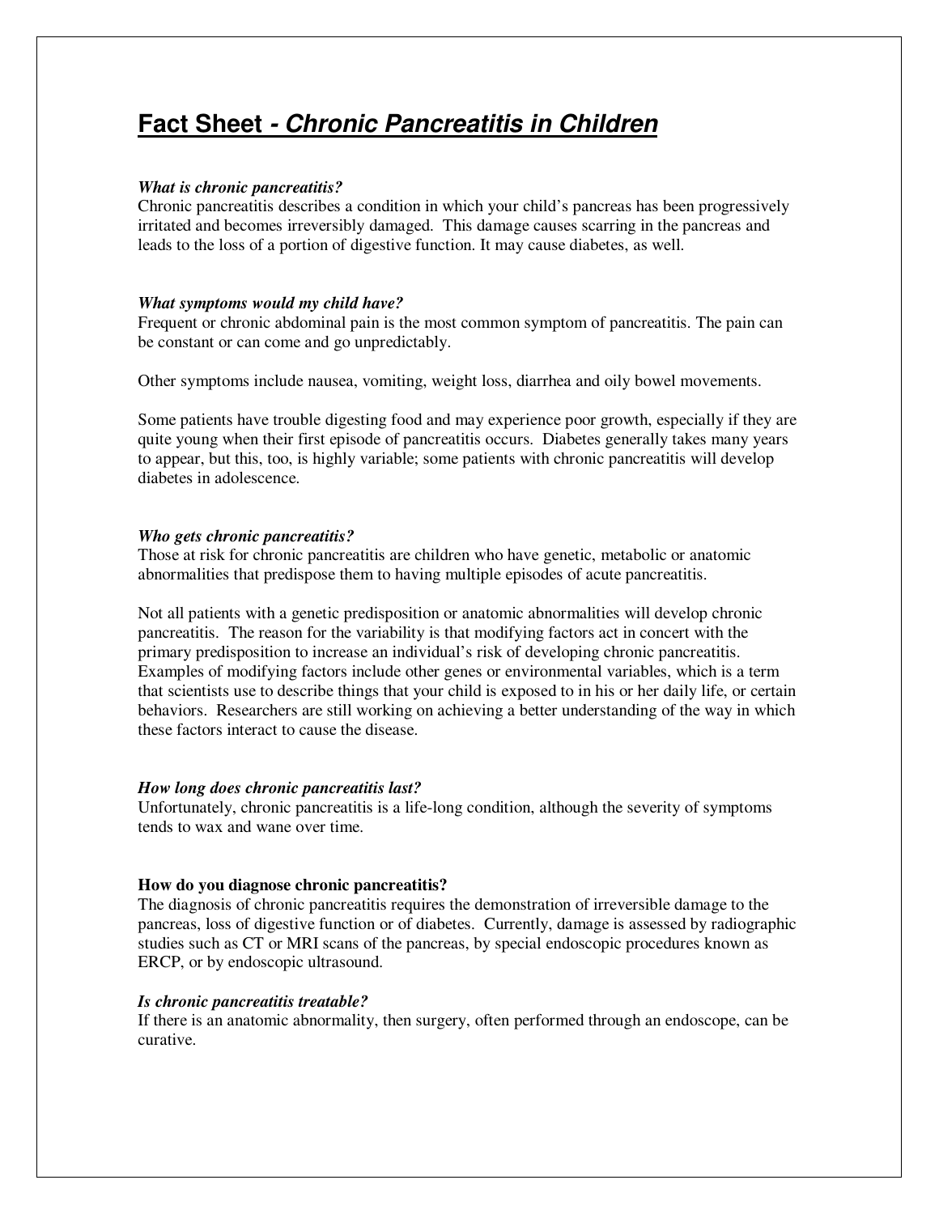# **Fact Sheet - *Chronic Pancreatitis in Children***

***What is chronic pancreatitis?***

Chronic pancreatitis describes a condition in which your child's pancreas has been progressively irritated and becomes irreversibly damaged. This damage causes scarring in the pancreas and leads to the loss of a portion of digestive function. It may cause diabetes, as well.

***What symptoms would my child have?***

Frequent or chronic abdominal pain is the most common symptom of pancreatitis. The pain can be constant or can come and go unpredictably.

Other symptoms include nausea, vomiting, weight loss, diarrhea and oily bowel movements.

Some patients have trouble digesting food and may experience poor growth, especially if they are quite young when their first episode of pancreatitis occurs. Diabetes generally takes many years to appear, but this, too, is highly variable; some patients with chronic pancreatitis will develop diabetes in adolescence.

***Who gets chronic pancreatitis?***

Those at risk for chronic pancreatitis are children who have genetic, metabolic or anatomic abnormalities that predispose them to having multiple episodes of acute pancreatitis.

Not all patients with a genetic predisposition or anatomic abnormalities will develop chronic pancreatitis. The reason for the variability is that modifying factors act in concert with the primary predisposition to increase an individual's risk of developing chronic pancreatitis. Examples of modifying factors include other genes or environmental variables, which is a term that scientists use to describe things that your child is exposed to in his or her daily life, or certain behaviors. Researchers are still working on achieving a better understanding of the way in which these factors interact to cause the disease.

***How long does chronic pancreatitis last?***

Unfortunately, chronic pancreatitis is a life-long condition, although the severity of symptoms tends to wax and wane over time.

**How do you diagnose chronic pancreatitis?**

The diagnosis of chronic pancreatitis requires the demonstration of irreversible damage to the pancreas, loss of digestive function or of diabetes. Currently, damage is assessed by radiographic studies such as CT or MRI scans of the pancreas, by special endoscopic procedures known as ERCP, or by endoscopic ultrasound.

***Is chronic pancreatitis treatable?***

If there is an anatomic abnormality, then surgery, often performed through an endoscope, can be curative.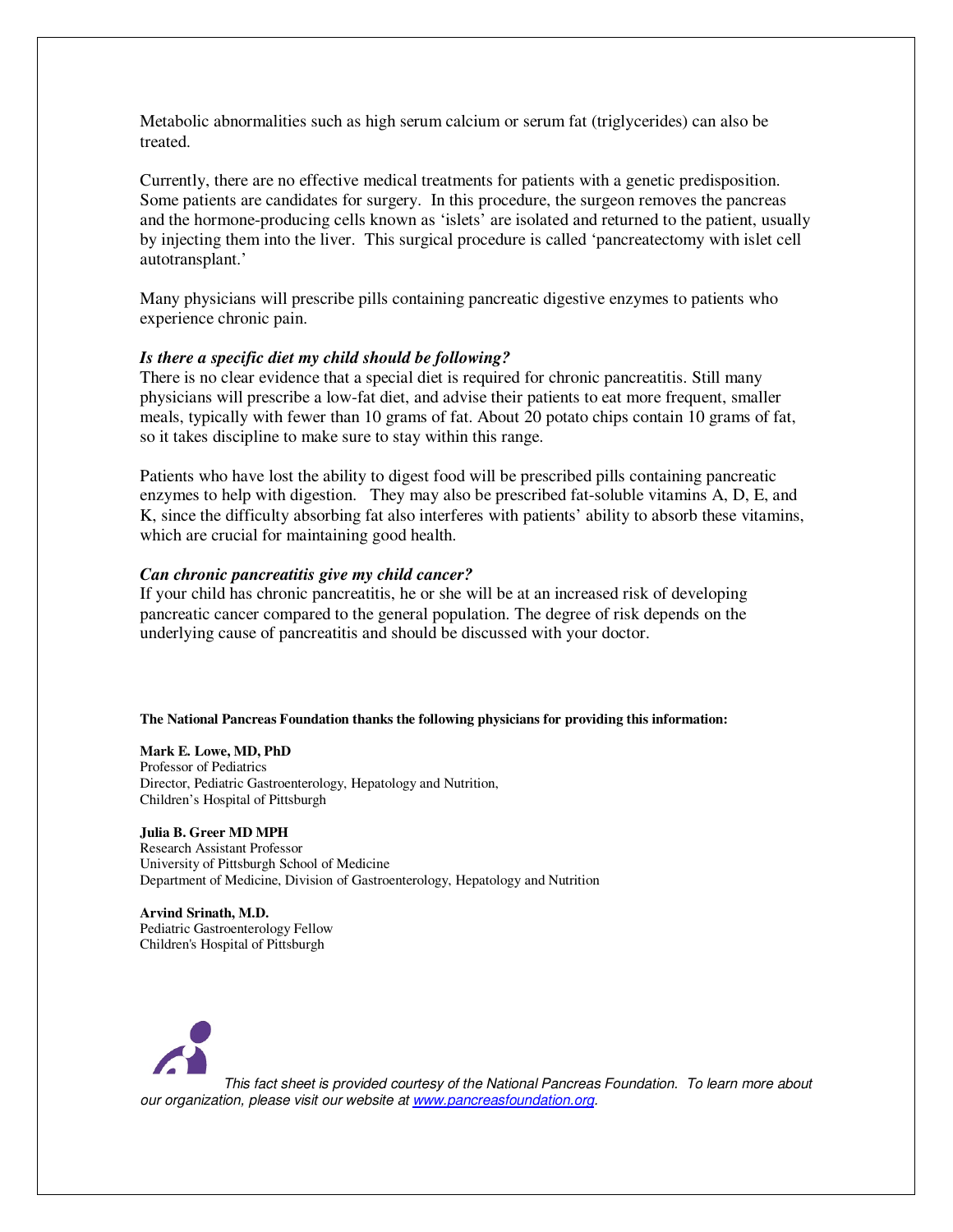Metabolic abnormalities such as high serum calcium or serum fat (triglycerides) can also be treated.

Currently, there are no effective medical treatments for patients with a genetic predisposition. Some patients are candidates for surgery. In this procedure, the surgeon removes the pancreas and the hormone-producing cells known as 'islets' are isolated and returned to the patient, usually by injecting them into the liver. This surgical procedure is called 'pancreatectomy with islet cell autotransplant.'

Many physicians will prescribe pills containing pancreatic digestive enzymes to patients who experience chronic pain.

***Is there a specific diet my child should be following?***

There is no clear evidence that a special diet is required for chronic pancreatitis. Still many physicians will prescribe a low-fat diet, and advise their patients to eat more frequent, smaller meals, typically with fewer than 10 grams of fat. About 20 potato chips contain 10 grams of fat, so it takes discipline to make sure to stay within this range.

Patients who have lost the ability to digest food will be prescribed pills containing pancreatic enzymes to help with digestion. They may also be prescribed fat-soluble vitamins A, D, E, and K, since the difficulty absorbing fat also interferes with patients' ability to absorb these vitamins, which are crucial for maintaining good health.

***Can chronic pancreatitis give my child cancer?***

If your child has chronic pancreatitis, he or she will be at an increased risk of developing pancreatic cancer compared to the general population. The degree of risk depends on the underlying cause of pancreatitis and should be discussed with your doctor.

**The National Pancreas Foundation thanks the following physicians for providing this information:**

**Mark E. Lowe, MD, PhD**
Professor of Pediatrics
Director, Pediatric Gastroenterology, Hepatology and Nutrition,
Children's Hospital of Pittsburgh

**Julia B. Greer MD MPH**
Research Assistant Professor
University of Pittsburgh School of Medicine
Department of Medicine, Division of Gastroenterology, Hepatology and Nutrition

**Arvind Srinath, M.D.**
Pediatric Gastroenterology Fellow
Children's Hospital of Pittsburgh

*This fact sheet is provided courtesy of the National Pancreas Foundation. To learn more about our organization, please visit our website at [www.pancreasfoundation.org](http://www.pancreasfoundation.org).*